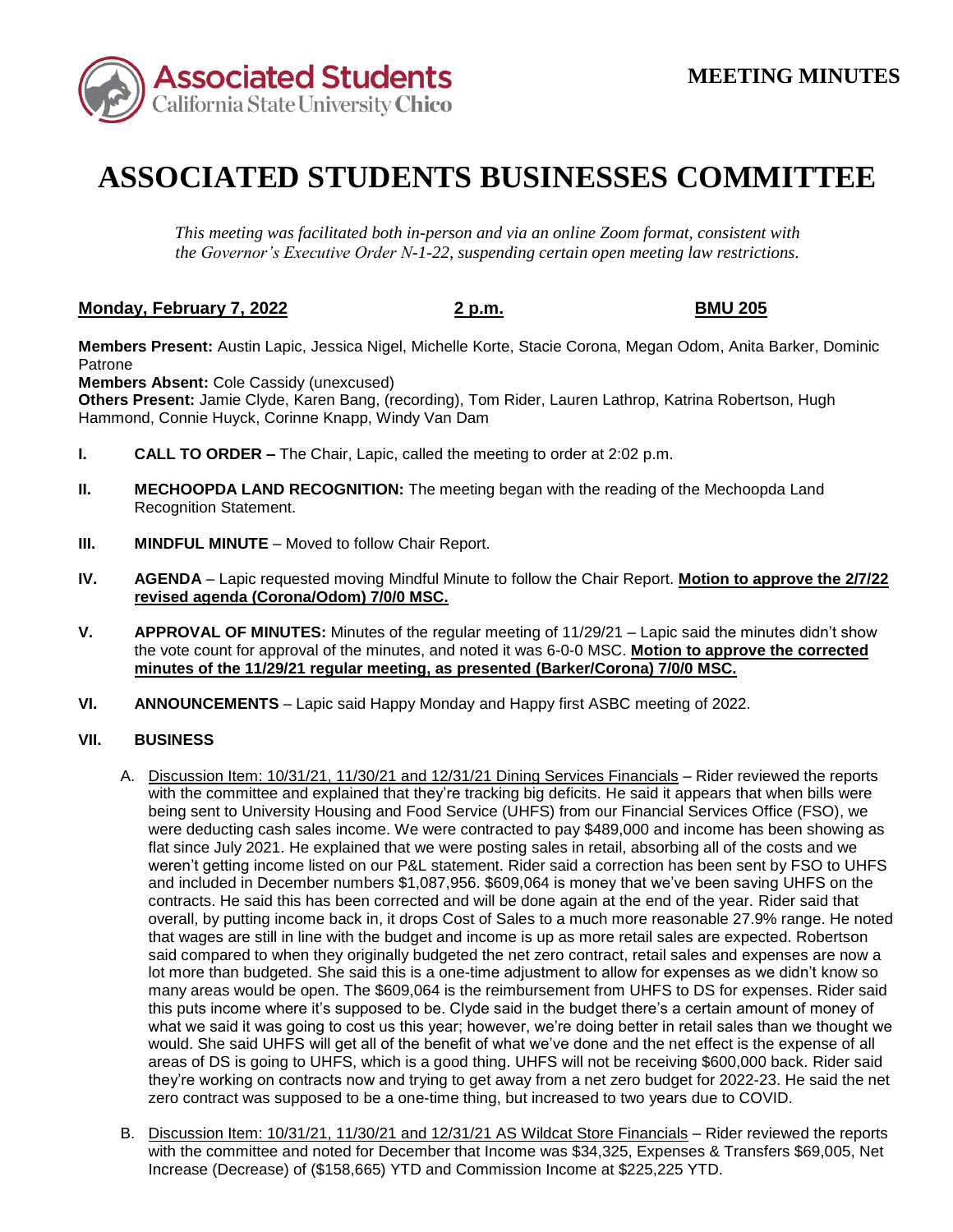Associated Students
California State University Chico

**MEETING MINUTES**

# ASSOCIATED STUDENTS BUSINESSES COMMITTEE

*This meeting was facilitated both in-person and via an online Zoom format, consistent with the Governor's Executive Order N-1-22, suspending certain open meeting law restrictions.*

**Monday, February 7, 2022** **2 p.m.** **BMU 205**

**Members Present:** Austin Lapic, Jessica Nigel, Michelle Korte, Stacie Corona, Megan Odom, Anita Barker, Dominic Patrone
**Members Absent:** Cole Cassidy (unexcused)
**Others Present:** Jamie Clyde, Karen Bang, (recording), Tom Rider, Lauren Lathrop, Katrina Robertson, Hugh Hammond, Connie Huyck, Corinne Knapp, Windy Van Dam

**I. CALL TO ORDER –** The Chair, Lapic, called the meeting to order at 2:02 p.m.

**II. MECHOOPDA LAND RECOGNITION:** The meeting began with the reading of the Mechoopda Land Recognition Statement.

**III. MINDFUL MINUTE** – Moved to follow Chair Report.

**IV. AGENDA** – Lapic requested moving Mindful Minute to follow the Chair Report. **Motion to approve the 2/7/22 revised agenda (Corona/Odom) 7/0/0 MSC.**

**V. APPROVAL OF MINUTES:** Minutes of the regular meeting of 11/29/21 – Lapic said the minutes didn't show the vote count for approval of the minutes, and noted it was 6-0-0 MSC. **Motion to approve the corrected minutes of the 11/29/21 regular meeting, as presented (Barker/Corona) 7/0/0 MSC.**

**VI. ANNOUNCEMENTS** – Lapic said Happy Monday and Happy first ASBC meeting of 2022.

**VII. BUSINESS**

A. Discussion Item: 10/31/21, 11/30/21 and 12/31/21 Dining Services Financials – Rider reviewed the reports with the committee and explained that they're tracking big deficits. He said it appears that when bills were being sent to University Housing and Food Service (UHFS) from our Financial Services Office (FSO), we were deducting cash sales income. We were contracted to pay $489,000 and income has been showing as flat since July 2021. He explained that we were posting sales in retail, absorbing all of the costs and we weren't getting income listed on our P&L statement. Rider said a correction has been sent by FSO to UHFS and included in December numbers $1,087,956. $609,064 is money that we've been saving UHFS on the contracts. He said this has been corrected and will be done again at the end of the year. Rider said that overall, by putting income back in, it drops Cost of Sales to a much more reasonable 27.9% range. He noted that wages are still in line with the budget and income is up as more retail sales are expected. Robertson said compared to when they originally budgeted the net zero contract, retail sales and expenses are now a lot more than budgeted. She said this is a one-time adjustment to allow for expenses as we didn't know so many areas would be open. The $609,064 is the reimbursement from UHFS to DS for expenses. Rider said this puts income where it's supposed to be. Clyde said in the budget there's a certain amount of money of what we said it was going to cost us this year; however, we're doing better in retail sales than we thought we would. She said UHFS will get all of the benefit of what we've done and the net effect is the expense of all areas of DS is going to UHFS, which is a good thing. UHFS will not be receiving $600,000 back. Rider said they're working on contracts now and trying to get away from a net zero budget for 2022-23. He said the net zero contract was supposed to be a one-time thing, but increased to two years due to COVID.

B. Discussion Item: 10/31/21, 11/30/21 and 12/31/21 AS Wildcat Store Financials – Rider reviewed the reports with the committee and noted for December that Income was $34,325, Expenses & Transfers $69,005, Net Increase (Decrease) of ($158,665) YTD and Commission Income at $225,225 YTD.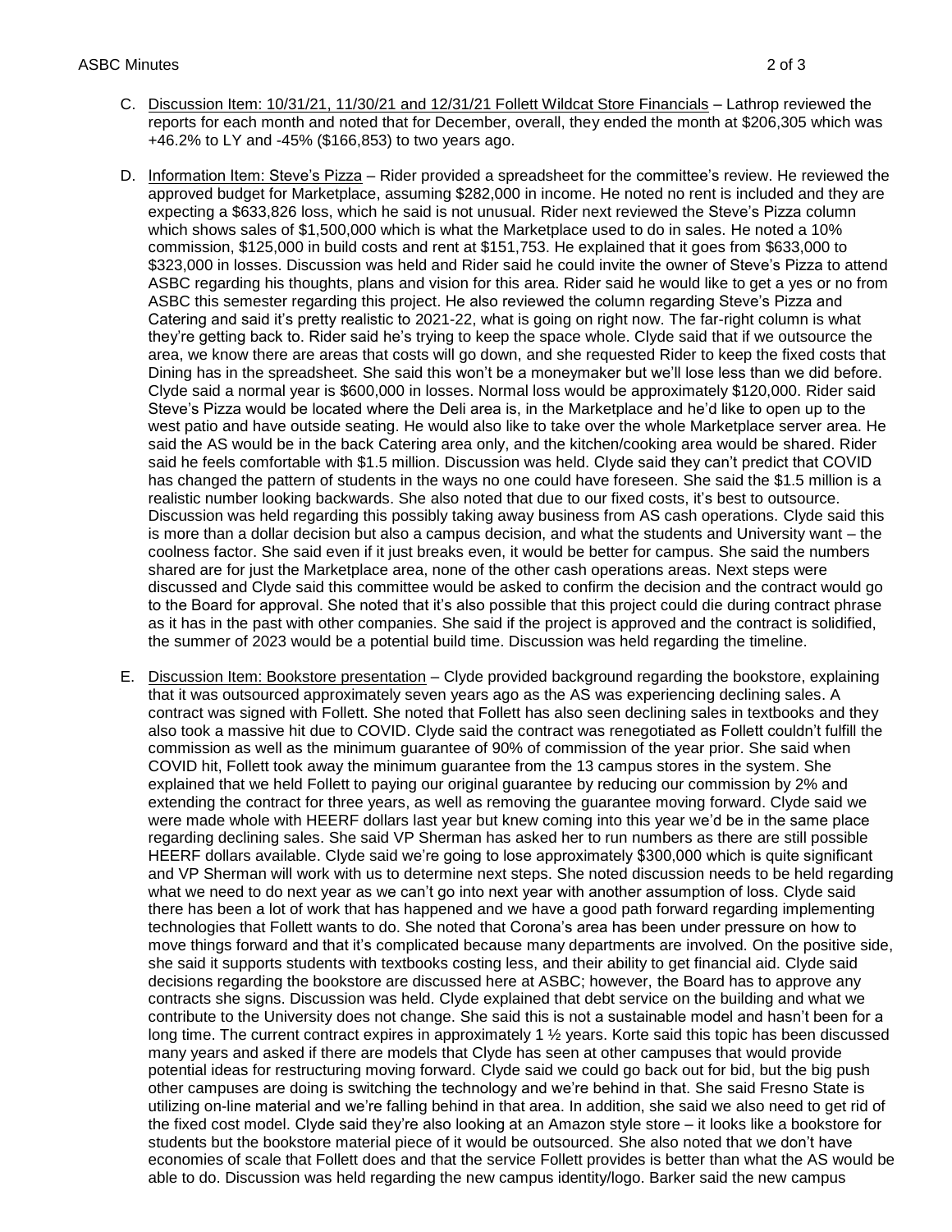C. Discussion Item: 10/31/21, 11/30/21 and 12/31/21 Follett Wildcat Store Financials – Lathrop reviewed the reports for each month and noted that for December, overall, they ended the month at $206,305 which was +46.2% to LY and -45% ($166,853) to two years ago.

D. Information Item: Steve's Pizza – Rider provided a spreadsheet for the committee's review. He reviewed the approved budget for Marketplace, assuming $282,000 in income. He noted no rent is included and they are expecting a $633,826 loss, which he said is not unusual. Rider next reviewed the Steve's Pizza column which shows sales of $1,500,000 which is what the Marketplace used to do in sales. He noted a 10% commission, $125,000 in build costs and rent at $151,753. He explained that it goes from $633,000 to $323,000 in losses. Discussion was held and Rider said he could invite the owner of Steve's Pizza to attend ASBC regarding his thoughts, plans and vision for this area. Rider said he would like to get a yes or no from ASBC this semester regarding this project. He also reviewed the column regarding Steve's Pizza and Catering and said it's pretty realistic to 2021-22, what is going on right now. The far-right column is what they're getting back to. Rider said he's trying to keep the space whole. Clyde said that if we outsource the area, we know there are areas that costs will go down, and she requested Rider to keep the fixed costs that Dining has in the spreadsheet. She said this won't be a moneymaker but we'll lose less than we did before. Clyde said a normal year is $600,000 in losses. Normal loss would be approximately $120,000. Rider said Steve's Pizza would be located where the Deli area is, in the Marketplace and he'd like to open up to the west patio and have outside seating. He would also like to take over the whole Marketplace server area. He said the AS would be in the back Catering area only, and the kitchen/cooking area would be shared. Rider said he feels comfortable with $1.5 million. Discussion was held. Clyde said they can't predict that COVID has changed the pattern of students in the ways no one could have foreseen. She said the $1.5 million is a realistic number looking backwards. She also noted that due to our fixed costs, it's best to outsource. Discussion was held regarding this possibly taking away business from AS cash operations. Clyde said this is more than a dollar decision but also a campus decision, and what the students and University want – the coolness factor. She said even if it just breaks even, it would be better for campus. She said the numbers shared are for just the Marketplace area, none of the other cash operations areas. Next steps were discussed and Clyde said this committee would be asked to confirm the decision and the contract would go to the Board for approval. She noted that it's also possible that this project could die during contract phrase as it has in the past with other companies. She said if the project is approved and the contract is solidified, the summer of 2023 would be a potential build time. Discussion was held regarding the timeline.

E. Discussion Item: Bookstore presentation – Clyde provided background regarding the bookstore, explaining that it was outsourced approximately seven years ago as the AS was experiencing declining sales. A contract was signed with Follett. She noted that Follett has also seen declining sales in textbooks and they also took a massive hit due to COVID. Clyde said the contract was renegotiated as Follett couldn't fulfill the commission as well as the minimum guarantee of 90% of commission of the year prior. She said when COVID hit, Follett took away the minimum guarantee from the 13 campus stores in the system. She explained that we held Follett to paying our original guarantee by reducing our commission by 2% and extending the contract for three years, as well as removing the guarantee moving forward. Clyde said we were made whole with HEERF dollars last year but knew coming into this year we'd be in the same place regarding declining sales. She said VP Sherman has asked her to run numbers as there are still possible HEERF dollars available. Clyde said we're going to lose approximately $300,000 which is quite significant and VP Sherman will work with us to determine next steps. She noted discussion needs to be held regarding what we need to do next year as we can't go into next year with another assumption of loss. Clyde said there has been a lot of work that has happened and we have a good path forward regarding implementing technologies that Follett wants to do. She noted that Corona's area has been under pressure on how to move things forward and that it's complicated because many departments are involved. On the positive side, she said it supports students with textbooks costing less, and their ability to get financial aid. Clyde said decisions regarding the bookstore are discussed here at ASBC; however, the Board has to approve any contracts she signs. Discussion was held. Clyde explained that debt service on the building and what we contribute to the University does not change. She said this is not a sustainable model and hasn't been for a long time. The current contract expires in approximately 1 ½ years. Korte said this topic has been discussed many years and asked if there are models that Clyde has seen at other campuses that would provide potential ideas for restructuring moving forward. Clyde said we could go back out for bid, but the big push other campuses are doing is switching the technology and we're behind in that. She said Fresno State is utilizing on-line material and we're falling behind in that area. In addition, she said we also need to get rid of the fixed cost model. Clyde said they're also looking at an Amazon style store – it looks like a bookstore for students but the bookstore material piece of it would be outsourced. She also noted that we don't have economies of scale that Follett does and that the service Follett provides is better than what the AS would be able to do. Discussion was held regarding the new campus identity/logo. Barker said the new campus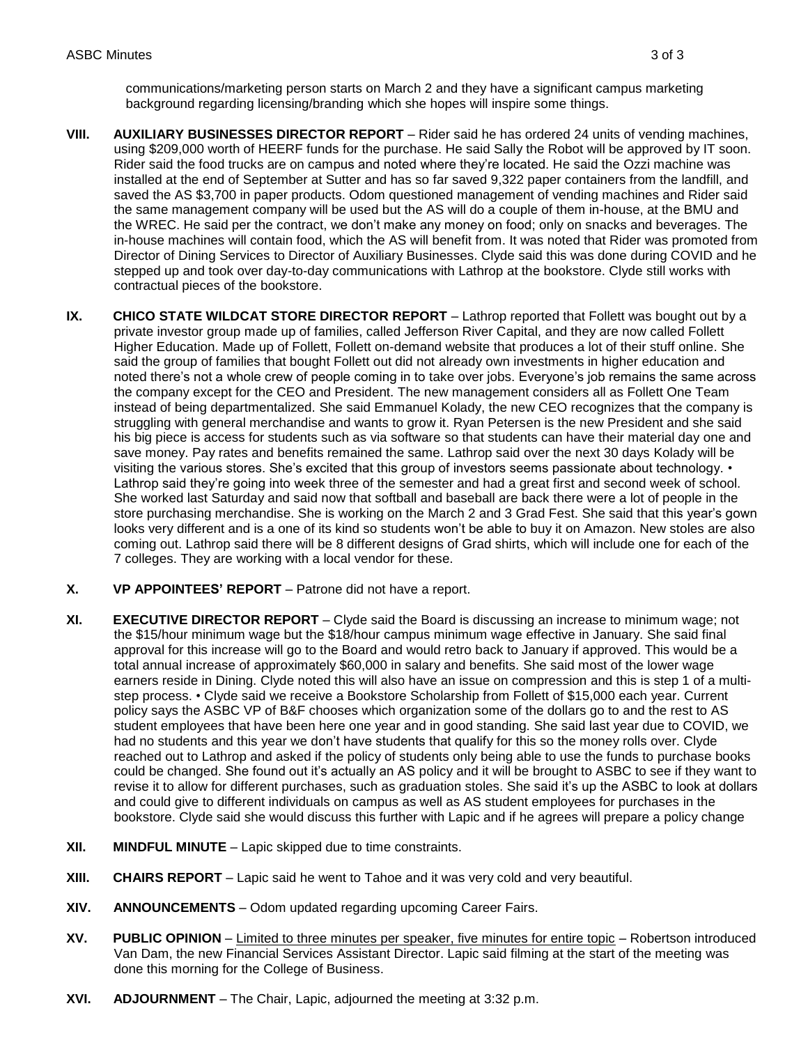communications/marketing person starts on March 2 and they have a significant campus marketing background regarding licensing/branding which she hopes will inspire some things.

**VIII. AUXILIARY BUSINESSES DIRECTOR REPORT** – Rider said he has ordered 24 units of vending machines, using $209,000 worth of HEERF funds for the purchase. He said Sally the Robot will be approved by IT soon. Rider said the food trucks are on campus and noted where they're located. He said the Ozzi machine was installed at the end of September at Sutter and has so far saved 9,322 paper containers from the landfill, and saved the AS $3,700 in paper products. Odom questioned management of vending machines and Rider said the same management company will be used but the AS will do a couple of them in-house, at the BMU and the WREC. He said per the contract, we don't make any money on food; only on snacks and beverages. The in-house machines will contain food, which the AS will benefit from. It was noted that Rider was promoted from Director of Dining Services to Director of Auxiliary Businesses. Clyde said this was done during COVID and he stepped up and took over day-to-day communications with Lathrop at the bookstore. Clyde still works with contractual pieces of the bookstore.

**IX. CHICO STATE WILDCAT STORE DIRECTOR REPORT** – Lathrop reported that Follett was bought out by a private investor group made up of families, called Jefferson River Capital, and they are now called Follett Higher Education. Made up of Follett, Follett on-demand website that produces a lot of their stuff online. She said the group of families that bought Follett out did not already own investments in higher education and noted there's not a whole crew of people coming in to take over jobs. Everyone's job remains the same across the company except for the CEO and President. The new management considers all as Follett One Team instead of being departmentalized. She said Emmanuel Kolady, the new CEO recognizes that the company is struggling with general merchandise and wants to grow it. Ryan Petersen is the new President and she said his big piece is access for students such as via software so that students can have their material day one and save money. Pay rates and benefits remained the same. Lathrop said over the next 30 days Kolady will be visiting the various stores. She's excited that this group of investors seems passionate about technology. • Lathrop said they're going into week three of the semester and had a great first and second week of school. She worked last Saturday and said now that softball and baseball are back there were a lot of people in the store purchasing merchandise. She is working on the March 2 and 3 Grad Fest. She said that this year's gown looks very different and is a one of its kind so students won't be able to buy it on Amazon. New stoles are also coming out. Lathrop said there will be 8 different designs of Grad shirts, which will include one for each of the 7 colleges. They are working with a local vendor for these.

**X. VP APPOINTEES' REPORT** – Patrone did not have a report.

**XI. EXECUTIVE DIRECTOR REPORT** – Clyde said the Board is discussing an increase to minimum wage; not the $15/hour minimum wage but the $18/hour campus minimum wage effective in January. She said final approval for this increase will go to the Board and would retro back to January if approved. This would be a total annual increase of approximately $60,000 in salary and benefits. She said most of the lower wage earners reside in Dining. Clyde noted this will also have an issue on compression and this is step 1 of a multi-step process. • Clyde said we receive a Bookstore Scholarship from Follett of $15,000 each year. Current policy says the ASBC VP of B&F chooses which organization some of the dollars go to and the rest to AS student employees that have been here one year and in good standing. She said last year due to COVID, we had no students and this year we don't have students that qualify for this so the money rolls over. Clyde reached out to Lathrop and asked if the policy of students only being able to use the funds to purchase books could be changed. She found out it's actually an AS policy and it will be brought to ASBC to see if they want to revise it to allow for different purchases, such as graduation stoles. She said it's up the ASBC to look at dollars and could give to different individuals on campus as well as AS student employees for purchases in the bookstore. Clyde said she would discuss this further with Lapic and if he agrees will prepare a policy change

**XII. MINDFUL MINUTE** – Lapic skipped due to time constraints.

**XIII. CHAIRS REPORT** – Lapic said he went to Tahoe and it was very cold and very beautiful.

**XIV. ANNOUNCEMENTS** – Odom updated regarding upcoming Career Fairs.

**XV. PUBLIC OPINION** – Limited to three minutes per speaker, five minutes for entire topic – Robertson introduced Van Dam, the new Financial Services Assistant Director. Lapic said filming at the start of the meeting was done this morning for the College of Business.

**XVI. ADJOURNMENT** – The Chair, Lapic, adjourned the meeting at 3:32 p.m.